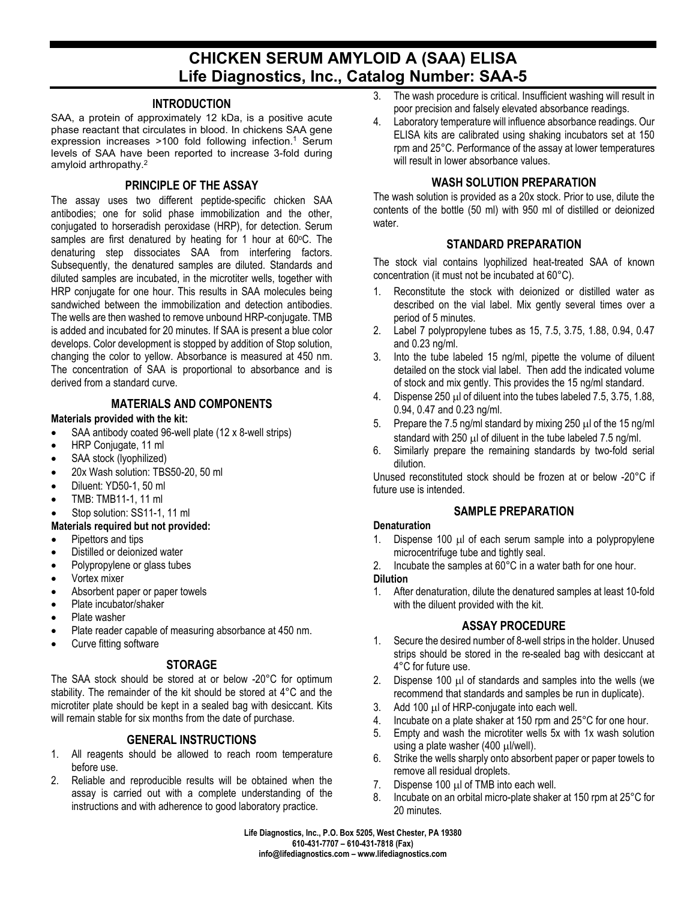# CHICKEN SERUM AMYLOID A (SAA) ELISA
# Life Diagnostics, Inc., Catalog Number: SAA-5

## INTRODUCTION

SAA, a protein of approximately 12 kDa, is a positive acute phase reactant that circulates in blood. In chickens SAA gene expression increases >100 fold following infection.[1] Serum levels of SAA have been reported to increase 3-fold during amyloid arthropathy.[2]

## PRINCIPLE OF THE ASSAY

The assay uses two different peptide-specific chicken SAA antibodies; one for solid phase immobilization and the other, conjugated to horseradish peroxidase (HRP), for detection. Serum samples are first denatured by heating for 1 hour at 60°C. The denaturing step dissociates SAA from interfering factors. Subsequently, the denatured samples are diluted. Standards and diluted samples are incubated, in the microtiter wells, together with HRP conjugate for one hour. This results in SAA molecules being sandwiched between the immobilization and detection antibodies. The wells are then washed to remove unbound HRP-conjugate. TMB is added and incubated for 20 minutes. If SAA is present a blue color develops. Color development is stopped by addition of Stop solution, changing the color to yellow. Absorbance is measured at 450 nm. The concentration of SAA is proportional to absorbance and is derived from a standard curve.

## MATERIALS AND COMPONENTS

**Materials provided with the kit:**

- SAA antibody coated 96-well plate (12 x 8-well strips)
- HRP Conjugate, 11 ml
- SAA stock (lyophilized)
- 20x Wash solution: TBS50-20, 50 ml
- Diluent: YD50-1, 50 ml
- TMB: TMB11-1, 11 ml
- Stop solution: SS11-1, 11 ml

**Materials required but not provided:**

- Pipettors and tips
- Distilled or deionized water
- Polypropylene or glass tubes
- Vortex mixer
- Absorbent paper or paper towels
- Plate incubator/shaker
- Plate washer
- Plate reader capable of measuring absorbance at 450 nm.
- Curve fitting software

## STORAGE

The SAA stock should be stored at or below -20°C for optimum stability. The remainder of the kit should be stored at 4°C and the microtiter plate should be kept in a sealed bag with desiccant. Kits will remain stable for six months from the date of purchase.

## GENERAL INSTRUCTIONS

1. All reagents should be allowed to reach room temperature before use.
2. Reliable and reproducible results will be obtained when the assay is carried out with a complete understanding of the instructions and with adherence to good laboratory practice.
3. The wash procedure is critical. Insufficient washing will result in poor precision and falsely elevated absorbance readings.
4. Laboratory temperature will influence absorbance readings. Our ELISA kits are calibrated using shaking incubators set at 150 rpm and 25°C. Performance of the assay at lower temperatures will result in lower absorbance values.

## WASH SOLUTION PREPARATION

The wash solution is provided as a 20x stock. Prior to use, dilute the contents of the bottle (50 ml) with 950 ml of distilled or deionized water.

## STANDARD PREPARATION

The stock vial contains lyophilized heat-treated SAA of known concentration (it must not be incubated at 60°C).

1. Reconstitute the stock with deionized or distilled water as described on the vial label. Mix gently several times over a period of 5 minutes.
2. Label 7 polypropylene tubes as 15, 7.5, 3.75, 1.88, 0.94, 0.47 and 0.23 ng/ml.
3. Into the tube labeled 15 ng/ml, pipette the volume of diluent detailed on the stock vial label. Then add the indicated volume of stock and mix gently. This provides the 15 ng/ml standard.
4. Dispense 250 µl of diluent into the tubes labeled 7.5, 3.75, 1.88, 0.94, 0.47 and 0.23 ng/ml.
5. Prepare the 7.5 ng/ml standard by mixing 250 µl of the 15 ng/ml standard with 250 µl of diluent in the tube labeled 7.5 ng/ml.
6. Similarly prepare the remaining standards by two-fold serial dilution.

Unused reconstituted stock should be frozen at or below -20°C if future use is intended.

## SAMPLE PREPARATION

**Denaturation**

1. Dispense 100 µl of each serum sample into a polypropylene microcentrifuge tube and tightly seal.
2. Incubate the samples at 60°C in a water bath for one hour.

**Dilution**

1. After denaturation, dilute the denatured samples at least 10-fold with the diluent provided with the kit.

## ASSAY PROCEDURE

1. Secure the desired number of 8-well strips in the holder. Unused strips should be stored in the re-sealed bag with desiccant at 4°C for future use.
2. Dispense 100 µl of standards and samples into the wells (we recommend that standards and samples be run in duplicate).
3. Add 100 µl of HRP-conjugate into each well.
4. Incubate on a plate shaker at 150 rpm and 25°C for one hour.
5. Empty and wash the microtiter wells 5x with 1x wash solution using a plate washer (400 µl/well).
6. Strike the wells sharply onto absorbent paper or paper towels to remove all residual droplets.
7. Dispense 100 µl of TMB into each well.
8. Incubate on an orbital micro-plate shaker at 150 rpm at 25°C for 20 minutes.

Life Diagnostics, Inc., P.O. Box 5205, West Chester, PA 19380
610-431-7707 – 610-431-7818 (Fax)
info@lifediagnostics.com – www.lifediagnostics.com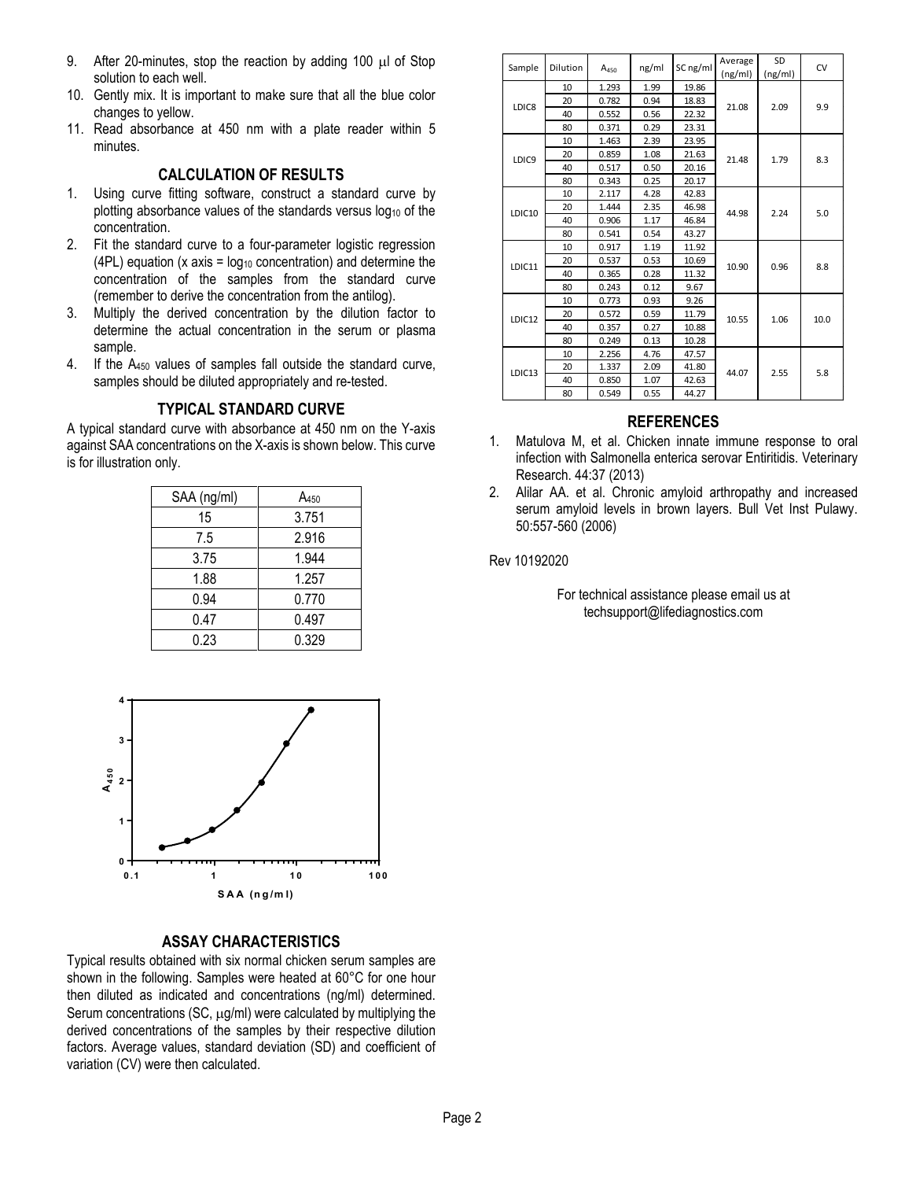9. After 20-minutes, stop the reaction by adding 100 µl of Stop solution to each well.
10. Gently mix. It is important to make sure that all the blue color changes to yellow.
11. Read absorbance at 450 nm with a plate reader within 5 minutes.

## CALCULATION OF RESULTS

1. Using curve fitting software, construct a standard curve by plotting absorbance values of the standards versus $\log_{10}$ of the concentration.
2. Fit the standard curve to a four-parameter logistic regression (4PL) equation (x axis = $\log_{10}$ concentration) and determine the concentration of the samples from the standard curve (remember to derive the concentration from the antilog).
3. Multiply the derived concentration by the dilution factor to determine the actual concentration in the serum or plasma sample.
4. If the $A_{450}$ values of samples fall outside the standard curve, samples should be diluted appropriately and re-tested.

## TYPICAL STANDARD CURVE

A typical standard curve with absorbance at 450 nm on the Y-axis against SAA concentrations on the X-axis is shown below. This curve is for illustration only.

| SAA (ng/ml) | $A_{450}$ |
|---|---|
| 15 | 3.751 |
| 7.5 | 2.916 |
| 3.75 | 1.944 |
| 1.88 | 1.257 |
| 0.94 | 0.770 |
| 0.47 | 0.497 |
| 0.23 | 0.329 |

4
3
2
1
0
$A_{450}$
0.1
1
10
100
SAA (ng/ml)

## ASSAY CHARACTERISTICS

Typical results obtained with six normal chicken serum samples are shown in the following. Samples were heated at 60°C for one hour then diluted as indicated and concentrations (ng/ml) determined. Serum concentrations (SC, µg/ml) were calculated by multiplying the derived concentrations of the samples by their respective dilution factors. Average values, standard deviation (SD) and coefficient of variation (CV) were then calculated.

| Sample | Dilution | $A_{450}$ | ng/ml | SC ng/ml | Average (ng/ml) | SD (ng/ml) | CV |
|---|---|---|---|---|---|---|---|
| LDIC8 | 10 | 1.293 | 1.99 | 19.86 | 21.08 | 2.09 | 9.9 |
| | 20 | 0.782 | 0.94 | 18.83 | | | |
| | 40 | 0.552 | 0.56 | 22.32 | | | |
| | 80 | 0.371 | 0.29 | 23.31 | | | |
| LDIC9 | 10 | 1.463 | 2.39 | 23.95 | 21.48 | 1.79 | 8.3 |
| | 20 | 0.859 | 1.08 | 21.63 | | | |
| | 40 | 0.517 | 0.50 | 20.16 | | | |
| | 80 | 0.343 | 0.25 | 20.17 | | | |
| LDIC10 | 10 | 2.117 | 4.28 | 42.83 | 44.98 | 2.24 | 5.0 |
| | 20 | 1.444 | 2.35 | 46.98 | | | |
| | 40 | 0.906 | 1.17 | 46.84 | | | |
| | 80 | 0.541 | 0.54 | 43.27 | | | |
| LDIC11 | 10 | 0.917 | 1.19 | 11.92 | 10.90 | 0.96 | 8.8 |
| | 20 | 0.537 | 0.53 | 10.69 | | | |
| | 40 | 0.365 | 0.28 | 11.32 | | | |
| | 80 | 0.243 | 0.12 | 9.67 | | | |
| LDIC12 | 10 | 0.773 | 0.93 | 9.26 | 10.55 | 1.06 | 10.0 |
| | 20 | 0.572 | 0.59 | 11.79 | | | |
| | 40 | 0.357 | 0.27 | 10.88 | | | |
| | 80 | 0.249 | 0.13 | 10.28 | | | |
| LDIC13 | 10 | 2.256 | 4.76 | 47.57 | 44.07 | 2.55 | 5.8 |
| | 20 | 1.337 | 2.09 | 41.80 | | | |
| | 40 | 0.850 | 1.07 | 42.63 | | | |
| | 80 | 0.549 | 0.55 | 44.27 | | | |

## REFERENCES

1. Matulova M, et al. Chicken innate immune response to oral infection with Salmonella enterica serovar Entiritidis. Veterinary Research. 44:37 (2013)
2. Alilar AA. et al. Chronic amyloid arthropathy and increased serum amyloid levels in brown layers. Bull Vet Inst Pulawy. 50:557-560 (2006)

Rev 10192020

For technical assistance please email us at techsupport@lifediagnostics.com